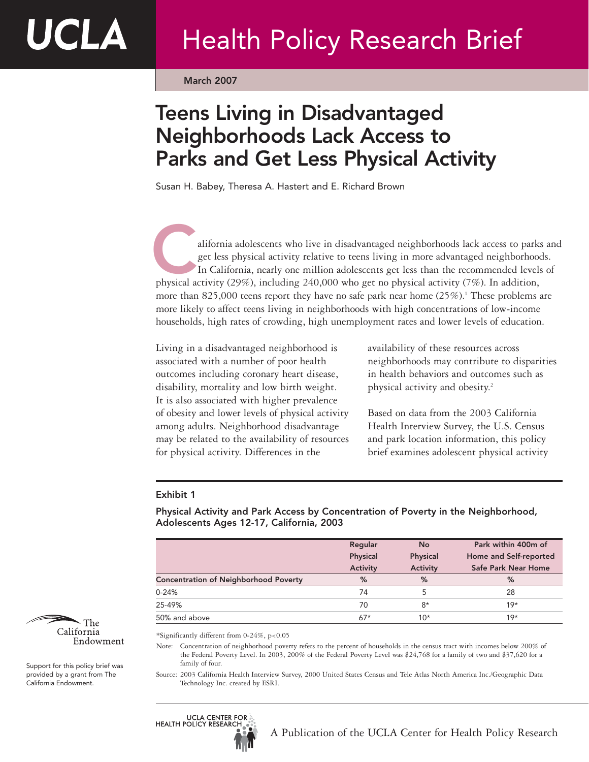# UCLA Health Policy Research Brief

March 2007

## Teens Living in Disadvantaged Neighborhoods Lack Access to Parks and Get Less Physical Activity

Susan H. Babey, Theresa A. Hastert and E. Richard Brown

California adolescents who live in disadvantaged neighborhoods lack access to parks and get less physical activity relative to teens living in more advantaged neighborhoods. In California, nearly one million adolescents get less than the recommended levels of physical activity (29%), including 240,000 who get no physical activity (7%). In addition, more than 825,000 teens report they have no safe park near home (25%).[1] These problems are more likely to affect teens living in neighborhoods with high concentrations of low-income households, high rates of crowding, high unemployment rates and lower levels of education.

Living in a disadvantaged neighborhood is associated with a number of poor health outcomes including coronary heart disease, disability, mortality and low birth weight. It is also associated with higher prevalence of obesity and lower levels of physical activity among adults. Neighborhood disadvantage may be related to the availability of resources for physical activity. Differences in the availability of these resources across neighborhoods may contribute to disparities in health behaviors and outcomes such as physical activity and obesity.[2]

Based on data from the 2003 California Health Interview Survey, the U.S. Census and park location information, this policy brief examines adolescent physical activity

### Exhibit 1

**Physical Activity and Park Access by Concentration of Poverty in the Neighborhood, Adolescents Ages 12-17, California, 2003**

| | Regular Physical Activity | No Physical Activity | Park within 400m of Home and Self-reported Safe Park Near Home |
|---|---|---|---|
| **Concentration of Neighborhood Poverty** | **%** | **%** | **%** |
| 0-24% | 74 | 5 | 28 |
| 25-49% | 70 | 8* | 19* |
| 50% and above | 67* | 10* | 19* |

*Significantly different from 0-24%, $p<0.05$

Note: Concentration of neighborhood poverty refers to the percent of households in the census tract with incomes below 200% of the Federal Poverty Level. In 2003, 200% of the Federal Poverty Level was $24,768 for a family of two and $37,620 for a family of four.

Source: 2003 California Health Interview Survey, 2000 United States Census and Tele Atlas North America Inc./Geographic Data Technology Inc. created by ESRI.

The California Endowment

Support for this policy brief was provided by a grant from The California Endowment.

UCLA Center for Health Policy Research

A Publication of the UCLA Center for Health Policy Research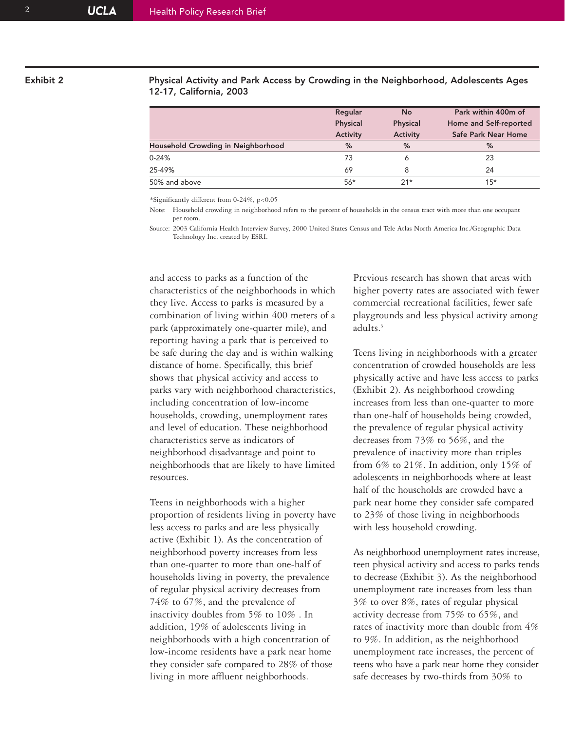**Exhibit 2**

**Physical Activity and Park Access by Crowding in the Neighborhood, Adolescents Ages 12-17, California, 2003**

| | Regular Physical Activity | No Physical Activity | Park within 400m of Home and Self-reported Safe Park Near Home |
|---|---|---|---|
| **Household Crowding in Neighborhood** | **%** | **%** | **%** |
| 0-24% | 73 | 6 | 23 |
| 25-49% | 69 | 8 | 24 |
| 50% and above | 56* | 21* | 15* |

*Significantly different from 0-24%, $p<0.05$

Note: Household crowding in neighborhood refers to the percent of households in the census tract with more than one occupant per room.

Source: 2003 California Health Interview Survey, 2000 United States Census and Tele Atlas North America Inc./Geographic Data Technology Inc. created by ESRI.

and access to parks as a function of the characteristics of the neighborhoods in which they live. Access to parks is measured by a combination of living within 400 meters of a park (approximately one-quarter mile), and reporting having a park that is perceived to be safe during the day and is within walking distance of home. Specifically, this brief shows that physical activity and access to parks vary with neighborhood characteristics, including concentration of low-income households, crowding, unemployment rates and level of education. These neighborhood characteristics serve as indicators of neighborhood disadvantage and point to neighborhoods that are likely to have limited resources.

Teens in neighborhoods with a higher proportion of residents living in poverty have less access to parks and are less physically active (Exhibit 1). As the concentration of neighborhood poverty increases from less than one-quarter to more than one-half of households living in poverty, the prevalence of regular physical activity decreases from 74% to 67%, and the prevalence of inactivity doubles from 5% to 10% . In addition, 19% of adolescents living in neighborhoods with a high concentration of low-income residents have a park near home they consider safe compared to 28% of those living in more affluent neighborhoods.

Previous research has shown that areas with higher poverty rates are associated with fewer commercial recreational facilities, fewer safe playgrounds and less physical activity among adults.[3]

Teens living in neighborhoods with a greater concentration of crowded households are less physically active and have less access to parks (Exhibit 2). As neighborhood crowding increases from less than one-quarter to more than one-half of households being crowded, the prevalence of regular physical activity decreases from 73% to 56%, and the prevalence of inactivity more than triples from 6% to 21%. In addition, only 15% of adolescents in neighborhoods where at least half of the households are crowded have a park near home they consider safe compared to 23% of those living in neighborhoods with less household crowding.

As neighborhood unemployment rates increase, teen physical activity and access to parks tends to decrease (Exhibit 3). As the neighborhood unemployment rate increases from less than 3% to over 8%, rates of regular physical activity decrease from 75% to 65%, and rates of inactivity more than double from 4% to 9%. In addition, as the neighborhood unemployment rate increases, the percent of teens who have a park near home they consider safe decreases by two-thirds from 30% to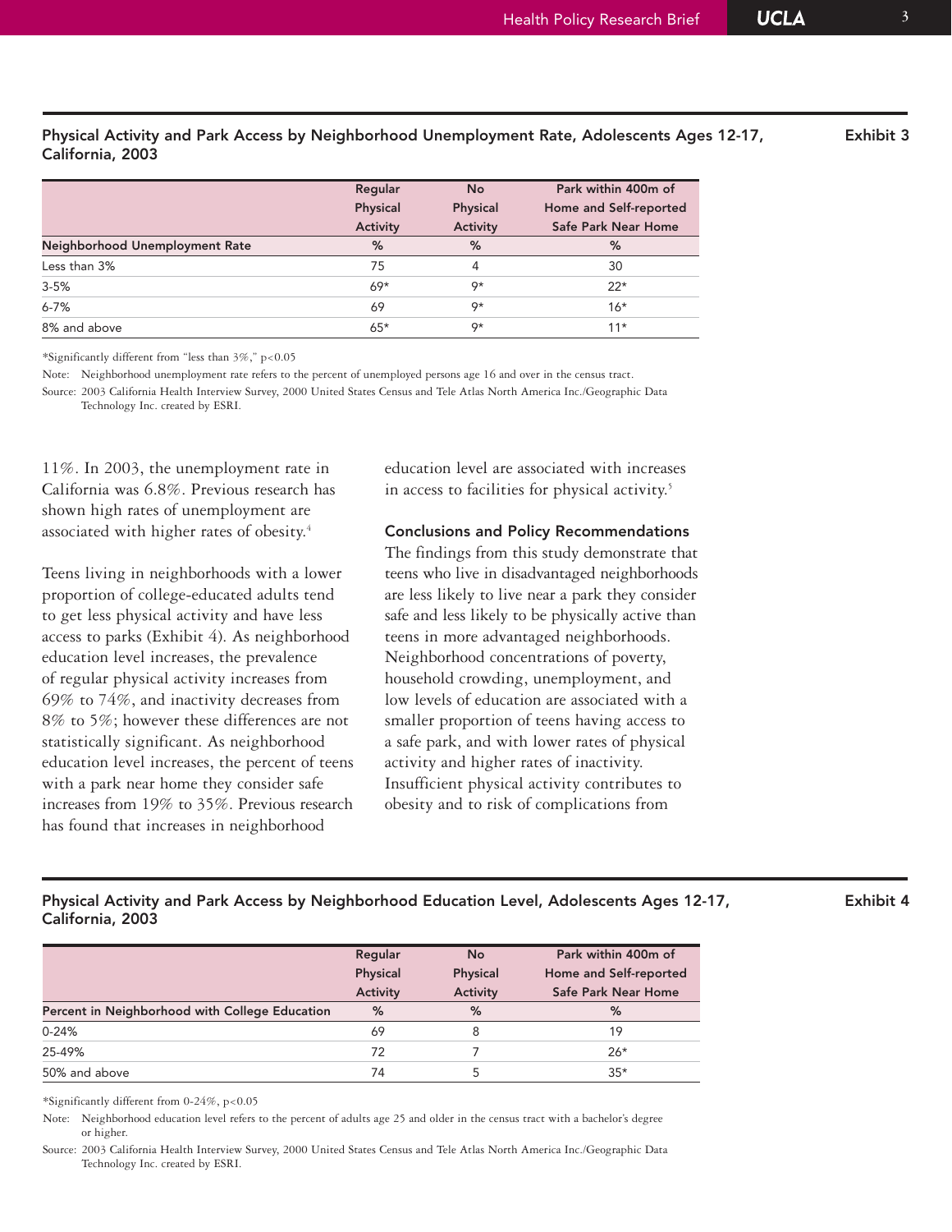## Physical Activity and Park Access by Neighborhood Unemployment Rate, Adolescents Ages 12-17, California, 2003

Exhibit 3

| Neighborhood Unemployment Rate | Regular Physical Activity % | No Physical Activity % | Park within 400m of Home and Self-reported Safe Park Near Home % |
|---|---|---|---|
| Less than 3% | 75 | 4 | 30 |
| 3-5% | 69* | 9* | 22* |
| 6-7% | 69 | 9* | 16* |
| 8% and above | 65* | 9* | 11* |

*Significantly different from "less than 3%," p<0.05

Note: Neighborhood unemployment rate refers to the percent of unemployed persons age 16 and over in the census tract.

Source: 2003 California Health Interview Survey, 2000 United States Census and Tele Atlas North America Inc./Geographic Data Technology Inc. created by ESRI.

11%. In 2003, the unemployment rate in California was 6.8%. Previous research has shown high rates of unemployment are associated with higher rates of obesity.[4]

Teens living in neighborhoods with a lower proportion of college-educated adults tend to get less physical activity and have less access to parks (Exhibit 4). As neighborhood education level increases, the prevalence of regular physical activity increases from 69% to 74%, and inactivity decreases from 8% to 5%; however these differences are not statistically significant. As neighborhood education level increases, the percent of teens with a park near home they consider safe increases from 19% to 35%. Previous research has found that increases in neighborhood education level are associated with increases in access to facilities for physical activity.[5]

### Conclusions and Policy Recommendations

The findings from this study demonstrate that teens who live in disadvantaged neighborhoods are less likely to live near a park they consider safe and less likely to be physically active than teens in more advantaged neighborhoods. Neighborhood concentrations of poverty, household crowding, unemployment, and low levels of education are associated with a smaller proportion of teens having access to a safe park, and with lower rates of physical activity and higher rates of inactivity. Insufficient physical activity contributes to obesity and to risk of complications from

## Physical Activity and Park Access by Neighborhood Education Level, Adolescents Ages 12-17, California, 2003

Exhibit 4

| Percent in Neighborhood with College Education | Regular Physical Activity % | No Physical Activity % | Park within 400m of Home and Self-reported Safe Park Near Home % |
|---|---|---|---|
| 0-24% | 69 | 8 | 19 |
| 25-49% | 72 | 7 | 26* |
| 50% and above | 74 | 5 | 35* |

*Significantly different from 0-24%, p<0.05

Note: Neighborhood education level refers to the percent of adults age 25 and older in the census tract with a bachelor's degree or higher.

Source: 2003 California Health Interview Survey, 2000 United States Census and Tele Atlas North America Inc./Geographic Data Technology Inc. created by ESRI.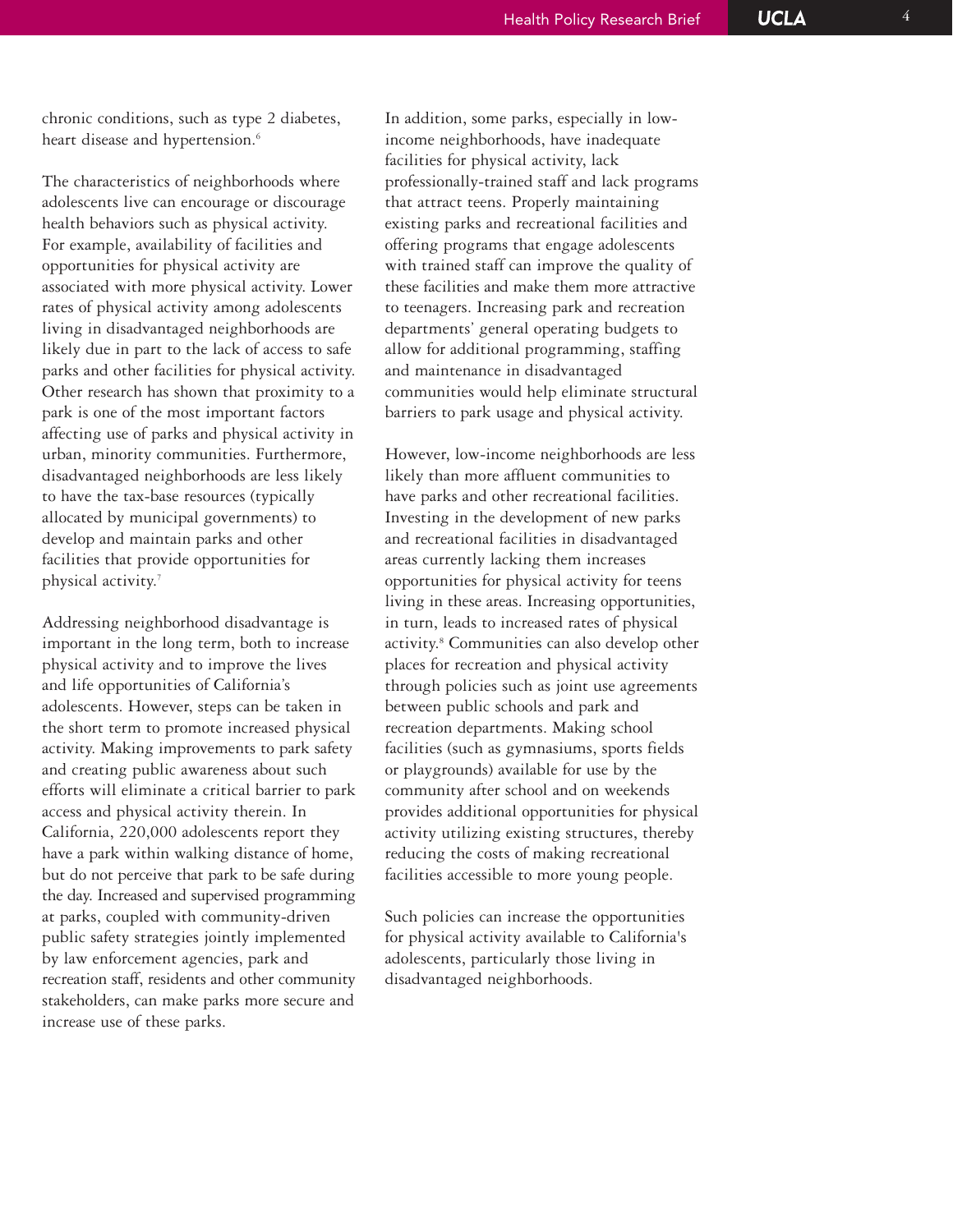chronic conditions, such as type 2 diabetes, heart disease and hypertension.[6]

The characteristics of neighborhoods where adolescents live can encourage or discourage health behaviors such as physical activity. For example, availability of facilities and opportunities for physical activity are associated with more physical activity. Lower rates of physical activity among adolescents living in disadvantaged neighborhoods are likely due in part to the lack of access to safe parks and other facilities for physical activity. Other research has shown that proximity to a park is one of the most important factors affecting use of parks and physical activity in urban, minority communities. Furthermore, disadvantaged neighborhoods are less likely to have the tax-base resources (typically allocated by municipal governments) to develop and maintain parks and other facilities that provide opportunities for physical activity.[7]

Addressing neighborhood disadvantage is important in the long term, both to increase physical activity and to improve the lives and life opportunities of California's adolescents. However, steps can be taken in the short term to promote increased physical activity. Making improvements to park safety and creating public awareness about such efforts will eliminate a critical barrier to park access and physical activity therein. In California, 220,000 adolescents report they have a park within walking distance of home, but do not perceive that park to be safe during the day. Increased and supervised programming at parks, coupled with community-driven public safety strategies jointly implemented by law enforcement agencies, park and recreation staff, residents and other community stakeholders, can make parks more secure and increase use of these parks.

In addition, some parks, especially in low-income neighborhoods, have inadequate facilities for physical activity, lack professionally-trained staff and lack programs that attract teens. Properly maintaining existing parks and recreational facilities and offering programs that engage adolescents with trained staff can improve the quality of these facilities and make them more attractive to teenagers. Increasing park and recreation departments' general operating budgets to allow for additional programming, staffing and maintenance in disadvantaged communities would help eliminate structural barriers to park usage and physical activity.

However, low-income neighborhoods are less likely than more affluent communities to have parks and other recreational facilities. Investing in the development of new parks and recreational facilities in disadvantaged areas currently lacking them increases opportunities for physical activity for teens living in these areas. Increasing opportunities, in turn, leads to increased rates of physical activity.[8] Communities can also develop other places for recreation and physical activity through policies such as joint use agreements between public schools and park and recreation departments. Making school facilities (such as gymnasiums, sports fields or playgrounds) available for use by the community after school and on weekends provides additional opportunities for physical activity utilizing existing structures, thereby reducing the costs of making recreational facilities accessible to more young people.

Such policies can increase the opportunities for physical activity available to California's adolescents, particularly those living in disadvantaged neighborhoods.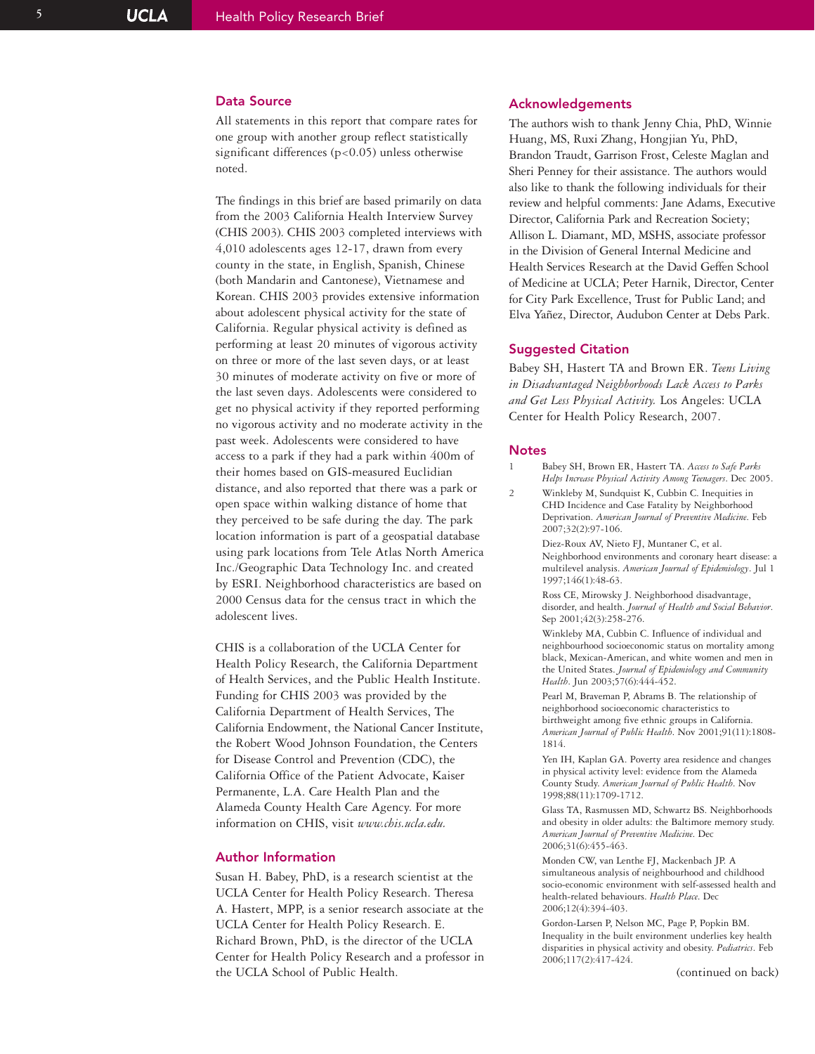## Data Source

All statements in this report that compare rates for one group with another group reflect statistically significant differences ($p<0.05$) unless otherwise noted.

The findings in this brief are based primarily on data from the 2003 California Health Interview Survey (CHIS 2003). CHIS 2003 completed interviews with 4,010 adolescents ages 12-17, drawn from every county in the state, in English, Spanish, Chinese (both Mandarin and Cantonese), Vietnamese and Korean. CHIS 2003 provides extensive information about adolescent physical activity for the state of California. Regular physical activity is defined as performing at least 20 minutes of vigorous activity on three or more of the last seven days, or at least 30 minutes of moderate activity on five or more of the last seven days. Adolescents were considered to get no physical activity if they reported performing no vigorous activity and no moderate activity in the past week. Adolescents were considered to have access to a park if they had a park within 400m of their homes based on GIS-measured Euclidian distance, and also reported that there was a park or open space within walking distance of home that they perceived to be safe during the day. The park location information is part of a geospatial database using park locations from Tele Atlas North America Inc./Geographic Data Technology Inc. and created by ESRI. Neighborhood characteristics are based on 2000 Census data for the census tract in which the adolescent lives.

CHIS is a collaboration of the UCLA Center for Health Policy Research, the California Department of Health Services, and the Public Health Institute. Funding for CHIS 2003 was provided by the California Department of Health Services, The California Endowment, the National Cancer Institute, the Robert Wood Johnson Foundation, the Centers for Disease Control and Prevention (CDC), the California Office of the Patient Advocate, Kaiser Permanente, L.A. Care Health Plan and the Alameda County Health Care Agency. For more information on CHIS, visit *www.chis.ucla.edu.*

## Author Information

Susan H. Babey, PhD, is a research scientist at the UCLA Center for Health Policy Research. Theresa A. Hastert, MPP, is a senior research associate at the UCLA Center for Health Policy Research. E. Richard Brown, PhD, is the director of the UCLA Center for Health Policy Research and a professor in the UCLA School of Public Health.

## Acknowledgements

The authors wish to thank Jenny Chia, PhD, Winnie Huang, MS, Ruxi Zhang, Hongjian Yu, PhD, Brandon Traudt, Garrison Frost, Celeste Maglan and Sheri Penney for their assistance. The authors would also like to thank the following individuals for their review and helpful comments: Jane Adams, Executive Director, California Park and Recreation Society; Allison L. Diamant, MD, MSHS, associate professor in the Division of General Internal Medicine and Health Services Research at the David Geffen School of Medicine at UCLA; Peter Harnik, Director, Center for City Park Excellence, Trust for Public Land; and Elva Yañez, Director, Audubon Center at Debs Park.

## Suggested Citation

Babey SH, Hastert TA and Brown ER. *Teens Living in Disadvantaged Neighborhoods Lack Access to Parks and Get Less Physical Activity.* Los Angeles: UCLA Center for Health Policy Research, 2007.

## Notes

1 Babey SH, Brown ER, Hastert TA. *Access to Safe Parks Helps Increase Physical Activity Among Teenagers*. Dec 2005.

2 Winkleby M, Sundquist K, Cubbin C. Inequities in CHD Incidence and Case Fatality by Neighborhood Deprivation. *American Journal of Preventive Medicine*. Feb 2007;32(2):97-106.

Diez-Roux AV, Nieto FJ, Muntaner C, et al. Neighborhood environments and coronary heart disease: a multilevel analysis. *American Journal of Epidemiology*. Jul 1 1997;146(1):48-63.

Ross CE, Mirowsky J. Neighborhood disadvantage, disorder, and health. *Journal of Health and Social Behavior*. Sep 2001;42(3):258-276.

Winkleby MA, Cubbin C. Influence of individual and neighbourhood socioeconomic status on mortality among black, Mexican-American, and white women and men in the United States. *Journal of Epidemiology and Community Health*. Jun 2003;57(6):444-452.

Pearl M, Braveman P, Abrams B. The relationship of neighborhood socioeconomic characteristics to birthweight among five ethnic groups in California. *American Journal of Public Health*. Nov 2001;91(11):1808-1814.

Yen IH, Kaplan GA. Poverty area residence and changes in physical activity level: evidence from the Alameda County Study. *American Journal of Public Health*. Nov 1998;88(11):1709-1712.

Glass TA, Rasmussen MD, Schwartz BS. Neighborhoods and obesity in older adults: the Baltimore memory study. *American Journal of Preventive Medicine*. Dec 2006;31(6):455-463.

Monden CW, van Lenthe FJ, Mackenbach JP. A simultaneous analysis of neighbourhood and childhood socio-economic environment with self-assessed health and health-related behaviours. *Health Place*. Dec 2006;12(4):394-403.

Gordon-Larsen P, Nelson MC, Page P, Popkin BM. Inequality in the built environment underlies key health disparities in physical activity and obesity. *Pediatrics*. Feb 2006;117(2):417-424.

(continued on back)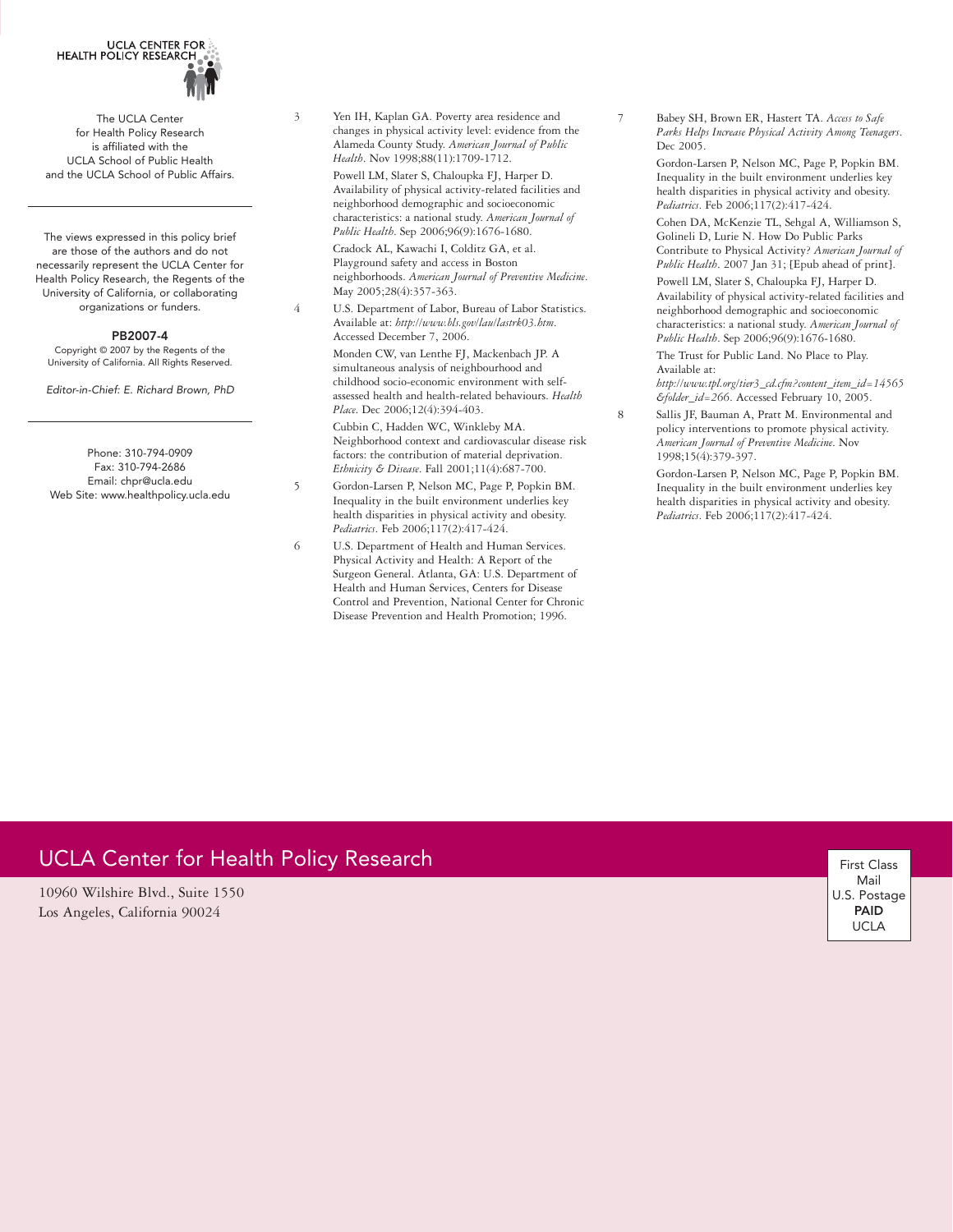UCLA CENTER FOR HEALTH POLICY RESEARCH

The UCLA Center for Health Policy Research is affiliated with the UCLA School of Public Health and the UCLA School of Public Affairs.

The views expressed in this policy brief are those of the authors and do not necessarily represent the UCLA Center for Health Policy Research, the Regents of the University of California, or collaborating organizations or funders.

**PB2007-4**

Copyright © 2007 by the Regents of the University of California. All Rights Reserved.

*Editor-in-Chief: E. Richard Brown, PhD*

Phone: 310-794-0909
Fax: 310-794-2686
Email: chpr@ucla.edu
Web Site: www.healthpolicy.ucla.edu

3 Yen IH, Kaplan GA. Poverty area residence and changes in physical activity level: evidence from the Alameda County Study. *American Journal of Public Health*. Nov 1998;88(11):1709-1712.

Powell LM, Slater S, Chaloupka FJ, Harper D. Availability of physical activity-related facilities and neighborhood demographic and socioeconomic characteristics: a national study. *American Journal of Public Health*. Sep 2006;96(9):1676-1680.

Cradock AL, Kawachi I, Colditz GA, et al. Playground safety and access in Boston neighborhoods. *American Journal of Preventive Medicine*. May 2005;28(4):357-363.

4 U.S. Department of Labor, Bureau of Labor Statistics. Available at: *http://www.bls.gov/lau/lastrk03.htm*. Accessed December 7, 2006.

Monden CW, van Lenthe FJ, Mackenbach JP. A simultaneous analysis of neighbourhood and childhood socio-economic environment with self-assessed health and health-related behaviours. *Health Place*. Dec 2006;12(4):394-403.

Cubbin C, Hadden WC, Winkleby MA. Neighborhood context and cardiovascular disease risk factors: the contribution of material deprivation. *Ethnicity & Disease*. Fall 2001;11(4):687-700.

5 Gordon-Larsen P, Nelson MC, Page P, Popkin BM. Inequality in the built environment underlies key health disparities in physical activity and obesity. *Pediatrics*. Feb 2006;117(2):417-424.

6 U.S. Department of Health and Human Services. Physical Activity and Health: A Report of the Surgeon General. Atlanta, GA: U.S. Department of Health and Human Services, Centers for Disease Control and Prevention, National Center for Chronic Disease Prevention and Health Promotion; 1996.

7 Babey SH, Brown ER, Hastert TA. *Access to Safe Parks Helps Increase Physical Activity Among Teenagers*. Dec 2005.

Gordon-Larsen P, Nelson MC, Page P, Popkin BM. Inequality in the built environment underlies key health disparities in physical activity and obesity. *Pediatrics*. Feb 2006;117(2):417-424.

Cohen DA, McKenzie TL, Sehgal A, Williamson S, Golineli D, Lurie N. How Do Public Parks Contribute to Physical Activity? *American Journal of Public Health*. 2007 Jan 31; [Epub ahead of print].

Powell LM, Slater S, Chaloupka FJ, Harper D. Availability of physical activity-related facilities and neighborhood demographic and socioeconomic characteristics: a national study. *American Journal of Public Health*. Sep 2006;96(9):1676-1680.

The Trust for Public Land. No Place to Play. Available at: *http://www.tpl.org/tier3_cd.cfm?content_item_id=14565&folder_id=266*. Accessed February 10, 2005.

8 Sallis JF, Bauman A, Pratt M. Environmental and policy interventions to promote physical activity. *American Journal of Preventive Medicine*. Nov 1998;15(4):379-397.

Gordon-Larsen P, Nelson MC, Page P, Popkin BM. Inequality in the built environment underlies key health disparities in physical activity and obesity. *Pediatrics*. Feb 2006;117(2):417-424.

## UCLA Center for Health Policy Research

10960 Wilshire Blvd., Suite 1550
Los Angeles, California 90024

First Class Mail
U.S. Postage
**PAID**
UCLA